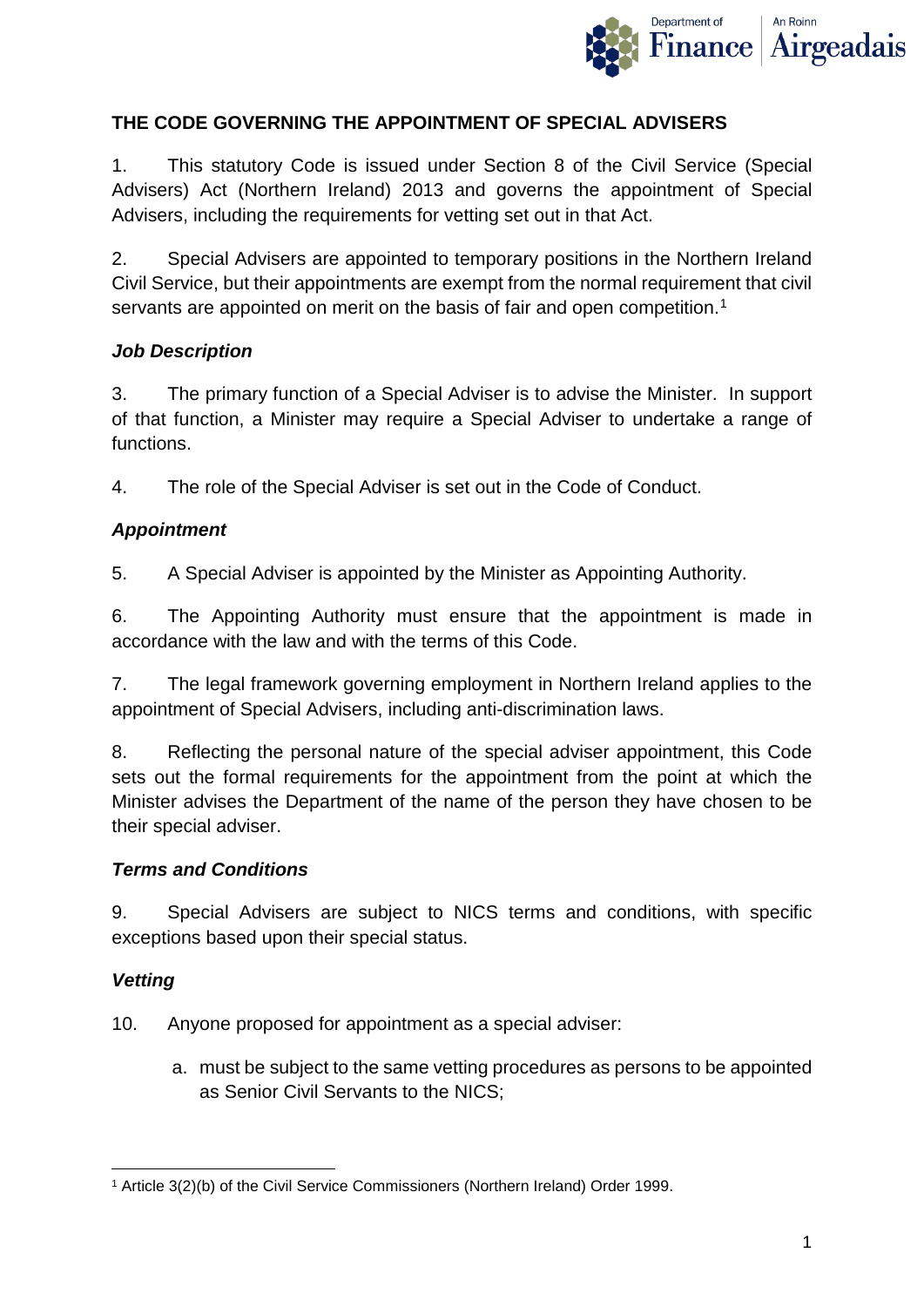## THE CODE GOVERNING THE APPOINTMENT OF SPECIAL ADVISERS

1. This statutory Code is issued under Section 8 of the Civil Service (Special Advisers) Act (Northern Ireland) 2013 and governs the appointment of Special Advisers, including the requirements for vetting set out in that Act.

2. Special Advisers are appointed to temporary positions in the Northern Ireland Civil Service, but their appointments are exempt from the normal requirement that civil servants are appointed on merit on the basis of fair and open competition.[1]

### *Job Description*

3. The primary function of a Special Adviser is to advise the Minister. In support of that function, a Minister may require a Special Adviser to undertake a range of functions.

4. The role of the Special Adviser is set out in the Code of Conduct.

### *Appointment*

5. A Special Adviser is appointed by the Minister as Appointing Authority.

6. The Appointing Authority must ensure that the appointment is made in accordance with the law and with the terms of this Code.

7. The legal framework governing employment in Northern Ireland applies to the appointment of Special Advisers, including anti-discrimination laws.

8. Reflecting the personal nature of the special adviser appointment, this Code sets out the formal requirements for the appointment from the point at which the Minister advises the Department of the name of the person they have chosen to be their special adviser.

### *Terms and Conditions*

9. Special Advisers are subject to NICS terms and conditions, with specific exceptions based upon their special status.

### *Vetting*

10. Anyone proposed for appointment as a special adviser:

   a. must be subject to the same vetting procedures as persons to be appointed as Senior Civil Servants to the NICS;

---

[1] Article 3(2)(b) of the Civil Service Commissioners (Northern Ireland) Order 1999.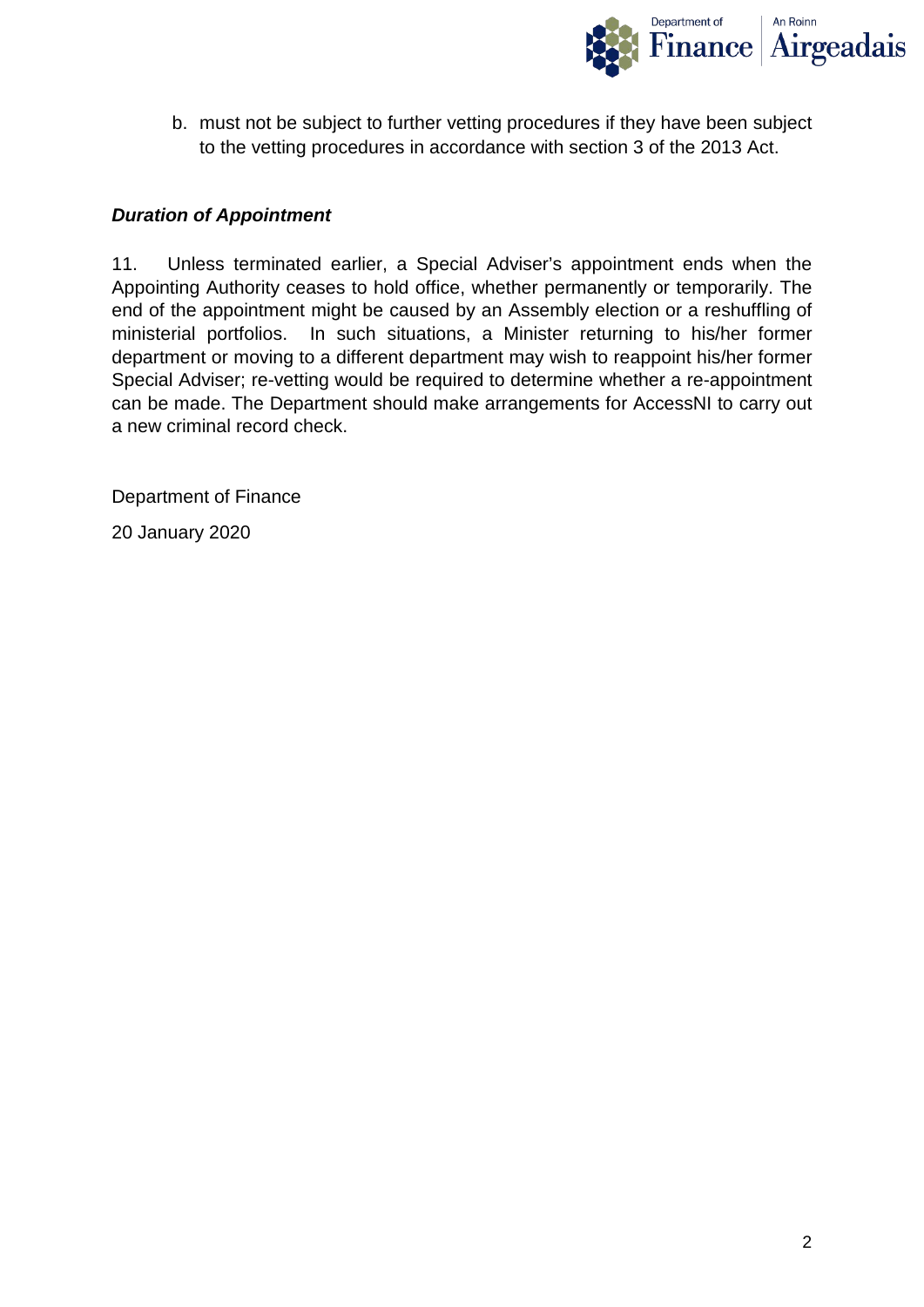b. must not be subject to further vetting procedures if they have been subject to the vetting procedures in accordance with section 3 of the 2013 Act.

***Duration of Appointment***

11. Unless terminated earlier, a Special Adviser's appointment ends when the Appointing Authority ceases to hold office, whether permanently or temporarily. The end of the appointment might be caused by an Assembly election or a reshuffling of ministerial portfolios. In such situations, a Minister returning to his/her former department or moving to a different department may wish to reappoint his/her former Special Adviser; re-vetting would be required to determine whether a re-appointment can be made. The Department should make arrangements for AccessNI to carry out a new criminal record check.

Department of Finance

20 January 2020